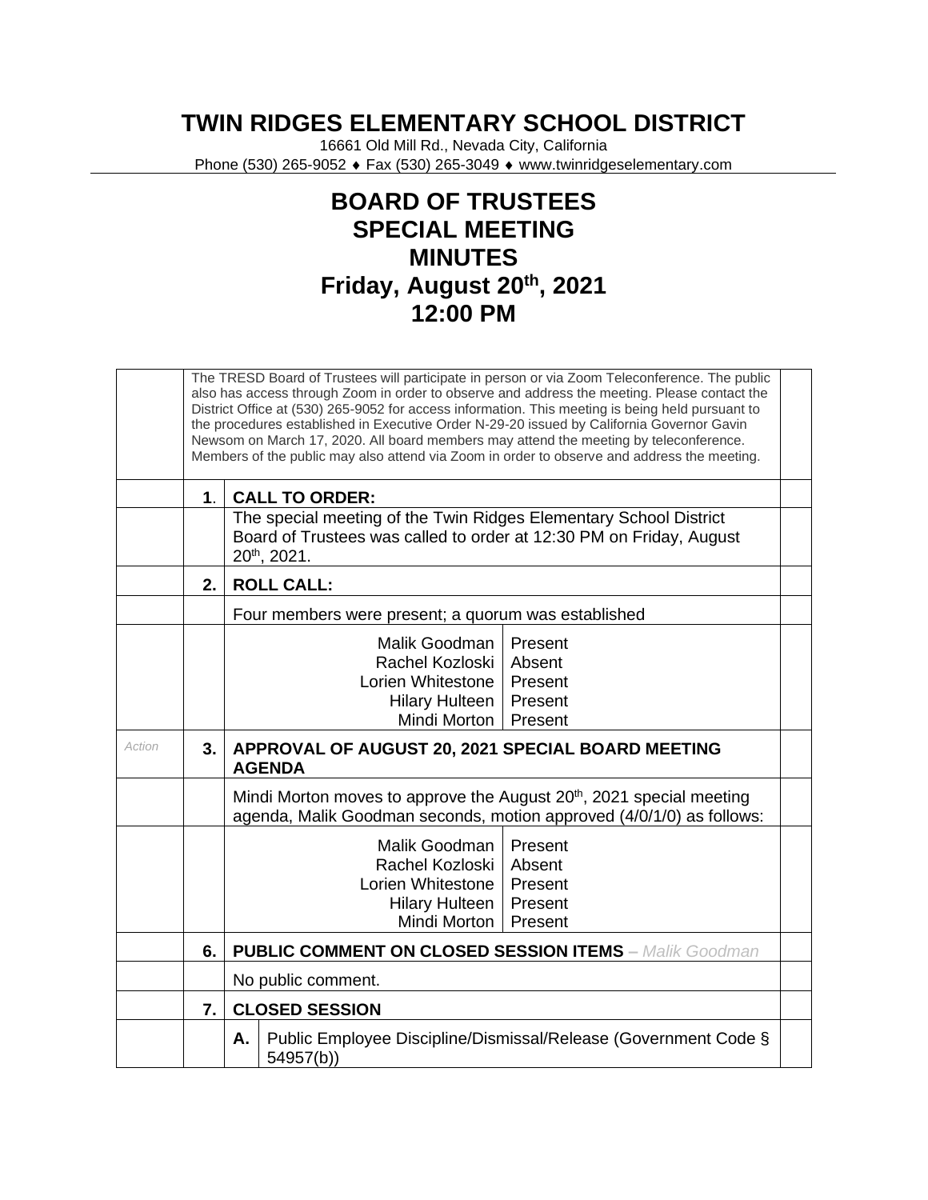# TWIN RIDGES ELEMENTARY SCHOOL DISTRICT

16661 Old Mill Rd., Nevada City, California
Phone (530) 265-9052 ♦ Fax (530) 265-3049 ♦ www.twinridgeselementary.com

## BOARD OF TRUSTEES
## SPECIAL MEETING
## MINUTES
## Friday, August 20th, 2021
## 12:00 PM

The TRESD Board of Trustees will participate in person or via Zoom Teleconference. The public also has access through Zoom in order to observe and address the meeting. Please contact the District Office at (530) 265-9052 for access information. This meeting is being held pursuant to the procedures established in Executive Order N-29-20 issued by California Governor Gavin Newsom on March 17, 2020. All board members may attend the meeting by teleconference. Members of the public may also attend via Zoom in order to observe and address the meeting.

**1. CALL TO ORDER:**

The special meeting of the Twin Ridges Elementary School District Board of Trustees was called to order at 12:30 PM on Friday, August 20th, 2021.

**2. ROLL CALL:**

Four members were present; a quorum was established

| Member | Status |
|---|---|
| Malik Goodman | Present |
| Rachel Kozloski | Absent |
| Lorien Whitestone | Present |
| Hilary Hulteen | Present |
| Mindi Morton | Present |

*Action*

**3. APPROVAL OF AUGUST 20, 2021 SPECIAL BOARD MEETING AGENDA**

Mindi Morton moves to approve the August 20th, 2021 special meeting agenda, Malik Goodman seconds, motion approved (4/0/1/0) as follows:

| Member | Status |
|---|---|
| Malik Goodman | Present |
| Rachel Kozloski | Absent |
| Lorien Whitestone | Present |
| Hilary Hulteen | Present |
| Mindi Morton | Present |

**6. PUBLIC COMMENT ON CLOSED SESSION ITEMS** – *Malik Goodman*

No public comment.

**7. CLOSED SESSION**

A. Public Employee Discipline/Dismissal/Release (Government Code § 54957(b))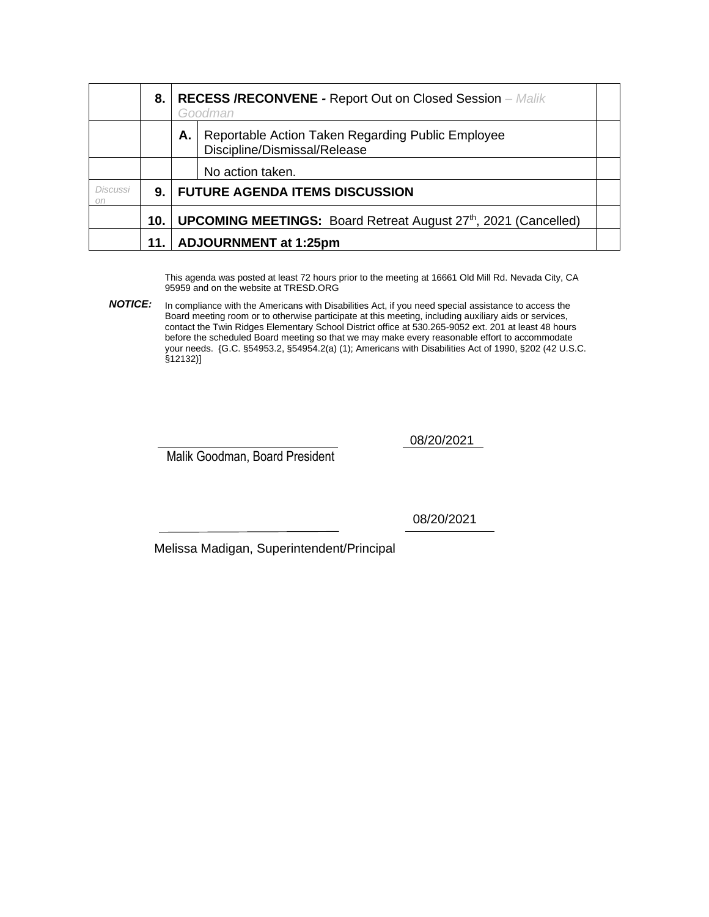| | | | | |
|---|---|---|---|---|
| | **8.** | **RECESS /RECONVENE -** Report Out on Closed Session *– Malik Goodman* | | |
| | | **A.** | Reportable Action Taken Regarding Public Employee Discipline/Dismissal/Release | |
| | | | No action taken. | |
| *Discussion* | **9.** | **FUTURE AGENDA ITEMS DISCUSSION** | | |
| | **10.** | **UPCOMING MEETINGS:** Board Retreat August 27th, 2021 (Cancelled) | | |
| | **11.** | **ADJOURNMENT at 1:25pm** | | |

This agenda was posted at least 72 hours prior to the meeting at 16661 Old Mill Rd. Nevada City, CA 95959 and on the website at TRESD.ORG

***NOTICE:*** In compliance with the Americans with Disabilities Act, if you need special assistance to access the Board meeting room or to otherwise participate at this meeting, including auxiliary aids or services, contact the Twin Ridges Elementary School District office at 530.265-9052 ext. 201 at least 48 hours before the scheduled Board meeting so that we may make every reasonable effort to accommodate your needs. {G.C. §54953.2, §54954.2(a) (1); Americans with Disabilities Act of 1990, §202 (42 U.S.C. §12132)]

Malik Goodman, Board President — 08/20/2021

Melissa Madigan, Superintendent/Principal — 08/20/2021